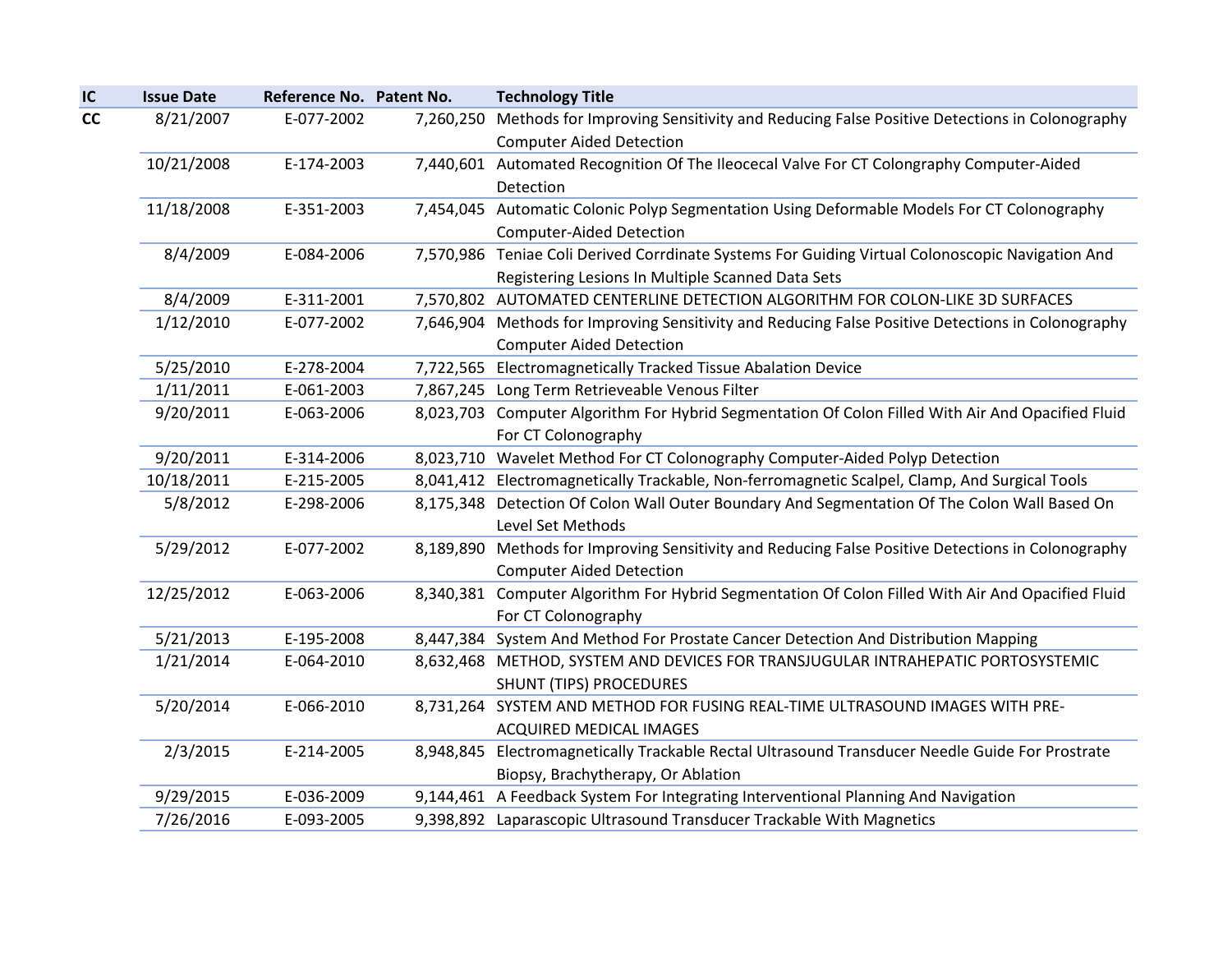| IC | Issue Date | Reference No. | Patent No. | Technology Title |
|---|---|---|---|---|
| **CC** | 8/21/2007 | E-077-2002 | 7,260,250 | Methods for Improving Sensitivity and Reducing False Positive Detections in Colonography Computer Aided Detection |
| | 10/21/2008 | E-174-2003 | 7,440,601 | Automated Recognition Of The Ileocecal Valve For CT Colongraphy Computer-Aided Detection |
| | 11/18/2008 | E-351-2003 | 7,454,045 | Automatic Colonic Polyp Segmentation Using Deformable Models For CT Colonography Computer-Aided Detection |
| | 8/4/2009 | E-084-2006 | 7,570,986 | Teniae Coli Derived Corrdinate Systems For Guiding Virtual Colonoscopic Navigation And Registering Lesions In Multiple Scanned Data Sets |
| | 8/4/2009 | E-311-2001 | 7,570,802 | AUTOMATED CENTERLINE DETECTION ALGORITHM FOR COLON-LIKE 3D SURFACES |
| | 1/12/2010 | E-077-2002 | 7,646,904 | Methods for Improving Sensitivity and Reducing False Positive Detections in Colonography Computer Aided Detection |
| | 5/25/2010 | E-278-2004 | 7,722,565 | Electromagnetically Tracked Tissue Abalation Device |
| | 1/11/2011 | E-061-2003 | 7,867,245 | Long Term Retrieveable Venous Filter |
| | 9/20/2011 | E-063-2006 | 8,023,703 | Computer Algorithm For Hybrid Segmentation Of Colon Filled With Air And Opacified Fluid For CT Colonography |
| | 9/20/2011 | E-314-2006 | 8,023,710 | Wavelet Method For CT Colonography Computer-Aided Polyp Detection |
| | 10/18/2011 | E-215-2005 | 8,041,412 | Electromagnetically Trackable, Non-ferromagnetic Scalpel, Clamp, And Surgical Tools |
| | 5/8/2012 | E-298-2006 | 8,175,348 | Detection Of Colon Wall Outer Boundary And Segmentation Of The Colon Wall Based On Level Set Methods |
| | 5/29/2012 | E-077-2002 | 8,189,890 | Methods for Improving Sensitivity and Reducing False Positive Detections in Colonography Computer Aided Detection |
| | 12/25/2012 | E-063-2006 | 8,340,381 | Computer Algorithm For Hybrid Segmentation Of Colon Filled With Air And Opacified Fluid For CT Colonography |
| | 5/21/2013 | E-195-2008 | 8,447,384 | System And Method For Prostate Cancer Detection And Distribution Mapping |
| | 1/21/2014 | E-064-2010 | 8,632,468 | METHOD, SYSTEM AND DEVICES FOR TRANSJUGULAR INTRAHEPATIC PORTOSYSTEMIC SHUNT (TIPS) PROCEDURES |
| | 5/20/2014 | E-066-2010 | 8,731,264 | SYSTEM AND METHOD FOR FUSING REAL-TIME ULTRASOUND IMAGES WITH PRE-ACQUIRED MEDICAL IMAGES |
| | 2/3/2015 | E-214-2005 | 8,948,845 | Electromagnetically Trackable Rectal Ultrasound Transducer Needle Guide For Prostrate Biopsy, Brachytherapy, Or Ablation |
| | 9/29/2015 | E-036-2009 | 9,144,461 | A Feedback System For Integrating Interventional Planning And Navigation |
| | 7/26/2016 | E-093-2005 | 9,398,892 | Laparascopic Ultrasound Transducer Trackable With Magnetics |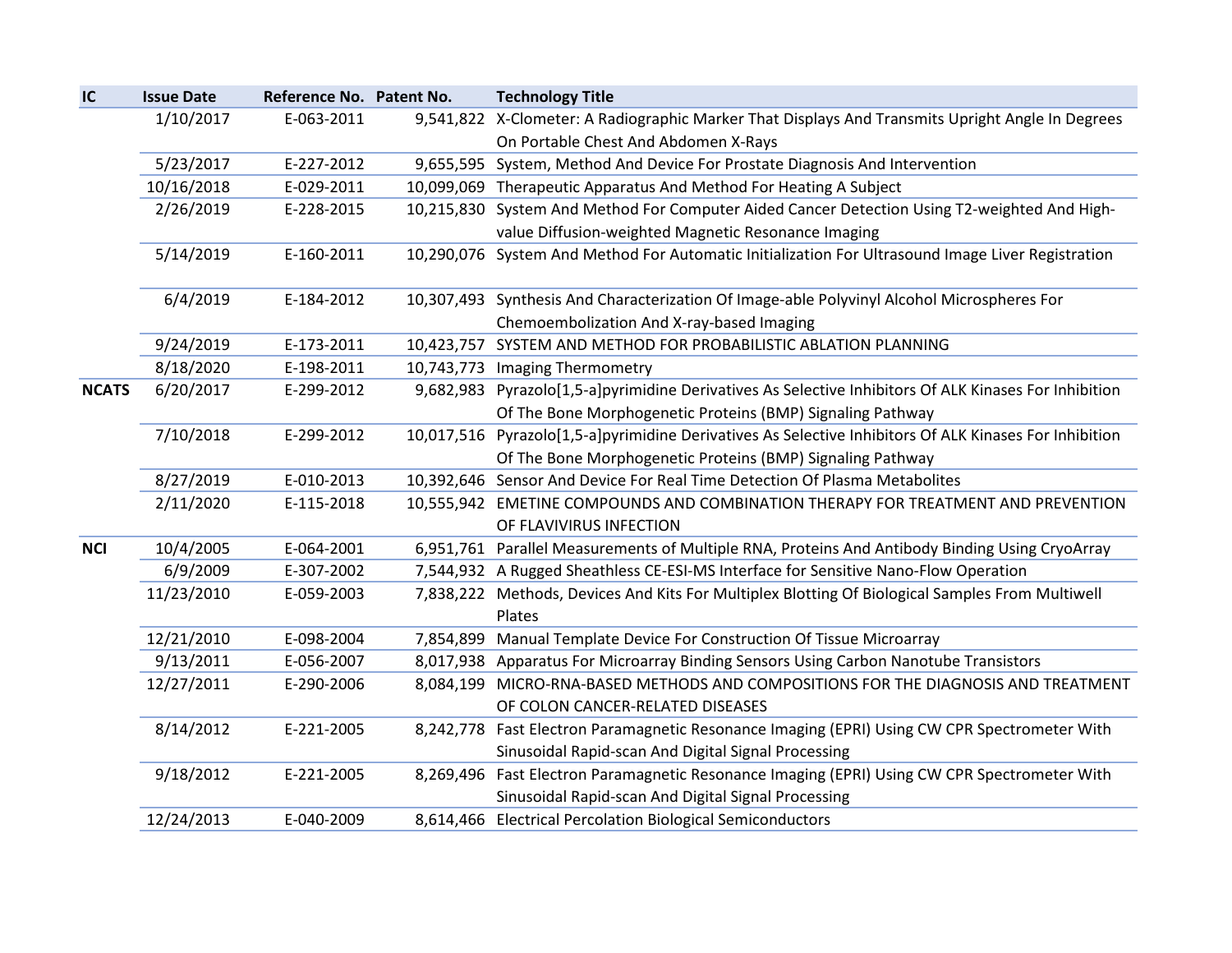| IC | Issue Date | Reference No. | Patent No. | Technology Title |
|---|---|---|---|---|
| | 1/10/2017 | E-063-2011 | 9,541,822 | X-Clometer: A Radiographic Marker That Displays And Transmits Upright Angle In Degrees On Portable Chest And Abdomen X-Rays |
| | 5/23/2017 | E-227-2012 | 9,655,595 | System, Method And Device For Prostate Diagnosis And Intervention |
| | 10/16/2018 | E-029-2011 | 10,099,069 | Therapeutic Apparatus And Method For Heating A Subject |
| | 2/26/2019 | E-228-2015 | 10,215,830 | System And Method For Computer Aided Cancer Detection Using T2-weighted And High-value Diffusion-weighted Magnetic Resonance Imaging |
| | 5/14/2019 | E-160-2011 | 10,290,076 | System And Method For Automatic Initialization For Ultrasound Image Liver Registration |
| | 6/4/2019 | E-184-2012 | 10,307,493 | Synthesis And Characterization Of Image-able Polyvinyl Alcohol Microspheres For Chemoembolization And X-ray-based Imaging |
| | 9/24/2019 | E-173-2011 | 10,423,757 | SYSTEM AND METHOD FOR PROBABILISTIC ABLATION PLANNING |
| | 8/18/2020 | E-198-2011 | 10,743,773 | Imaging Thermometry |
| NCATS | 6/20/2017 | E-299-2012 | 9,682,983 | Pyrazolo[1,5-a]pyrimidine Derivatives As Selective Inhibitors Of ALK Kinases For Inhibition Of The Bone Morphogenetic Proteins (BMP) Signaling Pathway |
| | 7/10/2018 | E-299-2012 | 10,017,516 | Pyrazolo[1,5-a]pyrimidine Derivatives As Selective Inhibitors Of ALK Kinases For Inhibition Of The Bone Morphogenetic Proteins (BMP) Signaling Pathway |
| | 8/27/2019 | E-010-2013 | 10,392,646 | Sensor And Device For Real Time Detection Of Plasma Metabolites |
| | 2/11/2020 | E-115-2018 | 10,555,942 | EMETINE COMPOUNDS AND COMBINATION THERAPY FOR TREATMENT AND PREVENTION OF FLAVIVIRUS INFECTION |
| NCI | 10/4/2005 | E-064-2001 | 6,951,761 | Parallel Measurements of Multiple RNA, Proteins And Antibody Binding Using CryoArray |
| | 6/9/2009 | E-307-2002 | 7,544,932 | A Rugged Sheathless CE-ESI-MS Interface for Sensitive Nano-Flow Operation |
| | 11/23/2010 | E-059-2003 | 7,838,222 | Methods, Devices And Kits For Multiplex Blotting Of Biological Samples From Multiwell Plates |
| | 12/21/2010 | E-098-2004 | 7,854,899 | Manual Template Device For Construction Of Tissue Microarray |
| | 9/13/2011 | E-056-2007 | 8,017,938 | Apparatus For Microarray Binding Sensors Using Carbon Nanotube Transistors |
| | 12/27/2011 | E-290-2006 | 8,084,199 | MICRO-RNA-BASED METHODS AND COMPOSITIONS FOR THE DIAGNOSIS AND TREATMENT OF COLON CANCER-RELATED DISEASES |
| | 8/14/2012 | E-221-2005 | 8,242,778 | Fast Electron Paramagnetic Resonance Imaging (EPRI) Using CW CPR Spectrometer With Sinusoidal Rapid-scan And Digital Signal Processing |
| | 9/18/2012 | E-221-2005 | 8,269,496 | Fast Electron Paramagnetic Resonance Imaging (EPRI) Using CW CPR Spectrometer With Sinusoidal Rapid-scan And Digital Signal Processing |
| | 12/24/2013 | E-040-2009 | 8,614,466 | Electrical Percolation Biological Semiconductors |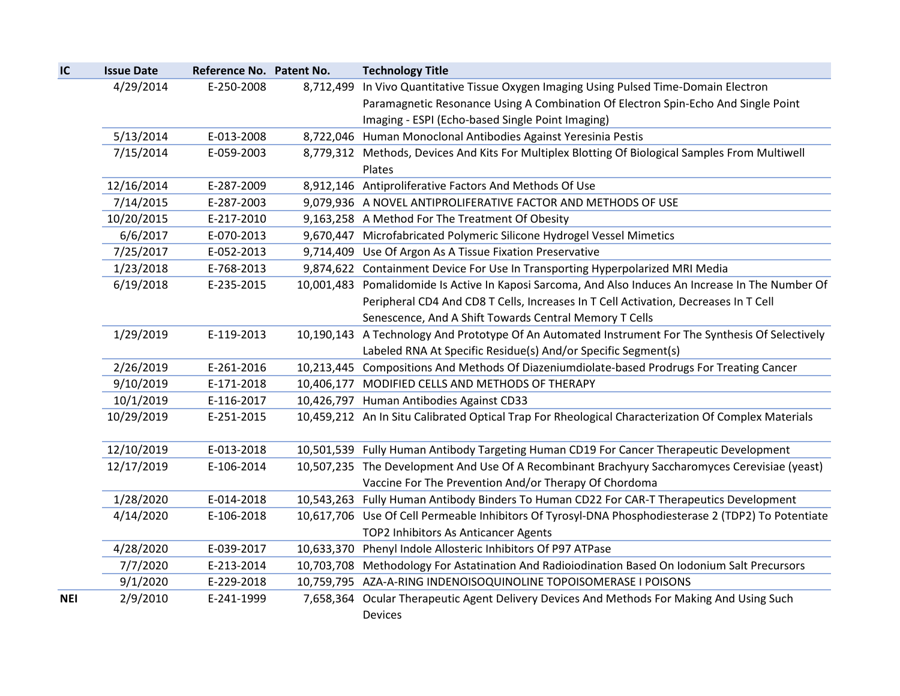| IC | Issue Date | Reference No. | Patent No. | Technology Title |
|---|---|---|---|---|
| | 4/29/2014 | E-250-2008 | 8,712,499 | In Vivo Quantitative Tissue Oxygen Imaging Using Pulsed Time-Domain Electron Paramagnetic Resonance Using A Combination Of Electron Spin-Echo And Single Point Imaging - ESPI (Echo-based Single Point Imaging) |
| | 5/13/2014 | E-013-2008 | 8,722,046 | Human Monoclonal Antibodies Against Yeresinia Pestis |
| | 7/15/2014 | E-059-2003 | 8,779,312 | Methods, Devices And Kits For Multiplex Blotting Of Biological Samples From Multiwell Plates |
| | 12/16/2014 | E-287-2009 | 8,912,146 | Antiproliferative Factors And Methods Of Use |
| | 7/14/2015 | E-287-2003 | 9,079,936 | A NOVEL ANTIPROLIFERATIVE FACTOR AND METHODS OF USE |
| | 10/20/2015 | E-217-2010 | 9,163,258 | A Method For The Treatment Of Obesity |
| | 6/6/2017 | E-070-2013 | 9,670,447 | Microfabricated Polymeric Silicone Hydrogel Vessel Mimetics |
| | 7/25/2017 | E-052-2013 | 9,714,409 | Use Of Argon As A Tissue Fixation Preservative |
| | 1/23/2018 | E-768-2013 | 9,874,622 | Containment Device For Use In Transporting Hyperpolarized MRI Media |
| | 6/19/2018 | E-235-2015 | 10,001,483 | Pomalidomide Is Active In Kaposi Sarcoma, And Also Induces An Increase In The Number Of Peripheral CD4 And CD8 T Cells, Increases In T Cell Activation, Decreases In T Cell Senescence, And A Shift Towards Central Memory T Cells |
| | 1/29/2019 | E-119-2013 | 10,190,143 | A Technology And Prototype Of An Automated Instrument For The Synthesis Of Selectively Labeled RNA At Specific Residue(s) And/or Specific Segment(s) |
| | 2/26/2019 | E-261-2016 | 10,213,445 | Compositions And Methods Of Diazeniumdiolate-based Prodrugs For Treating Cancer |
| | 9/10/2019 | E-171-2018 | 10,406,177 | MODIFIED CELLS AND METHODS OF THERAPY |
| | 10/1/2019 | E-116-2017 | 10,426,797 | Human Antibodies Against CD33 |
| | 10/29/2019 | E-251-2015 | 10,459,212 | An In Situ Calibrated Optical Trap For Rheological Characterization Of Complex Materials |
| | 12/10/2019 | E-013-2018 | 10,501,539 | Fully Human Antibody Targeting Human CD19 For Cancer Therapeutic Development |
| | 12/17/2019 | E-106-2014 | 10,507,235 | The Development And Use Of A Recombinant Brachyury Saccharomyces Cerevisiae (yeast) Vaccine For The Prevention And/or Therapy Of Chordoma |
| | 1/28/2020 | E-014-2018 | 10,543,263 | Fully Human Antibody Binders To Human CD22 For CAR-T Therapeutics Development |
| | 4/14/2020 | E-106-2018 | 10,617,706 | Use Of Cell Permeable Inhibitors Of Tyrosyl-DNA Phosphodiesterase 2 (TDP2) To Potentiate TOP2 Inhibitors As Anticancer Agents |
| | 4/28/2020 | E-039-2017 | 10,633,370 | Phenyl Indole Allosteric Inhibitors Of P97 ATPase |
| | 7/7/2020 | E-213-2014 | 10,703,708 | Methodology For Astatination And Radioiodination Based On Iodonium Salt Precursors |
| | 9/1/2020 | E-229-2018 | 10,759,795 | AZA-A-RING INDENOISOQUINOLINE TOPOISOMERASE I POISONS |
| **NEI** | 2/9/2010 | E-241-1999 | 7,658,364 | Ocular Therapeutic Agent Delivery Devices And Methods For Making And Using Such Devices |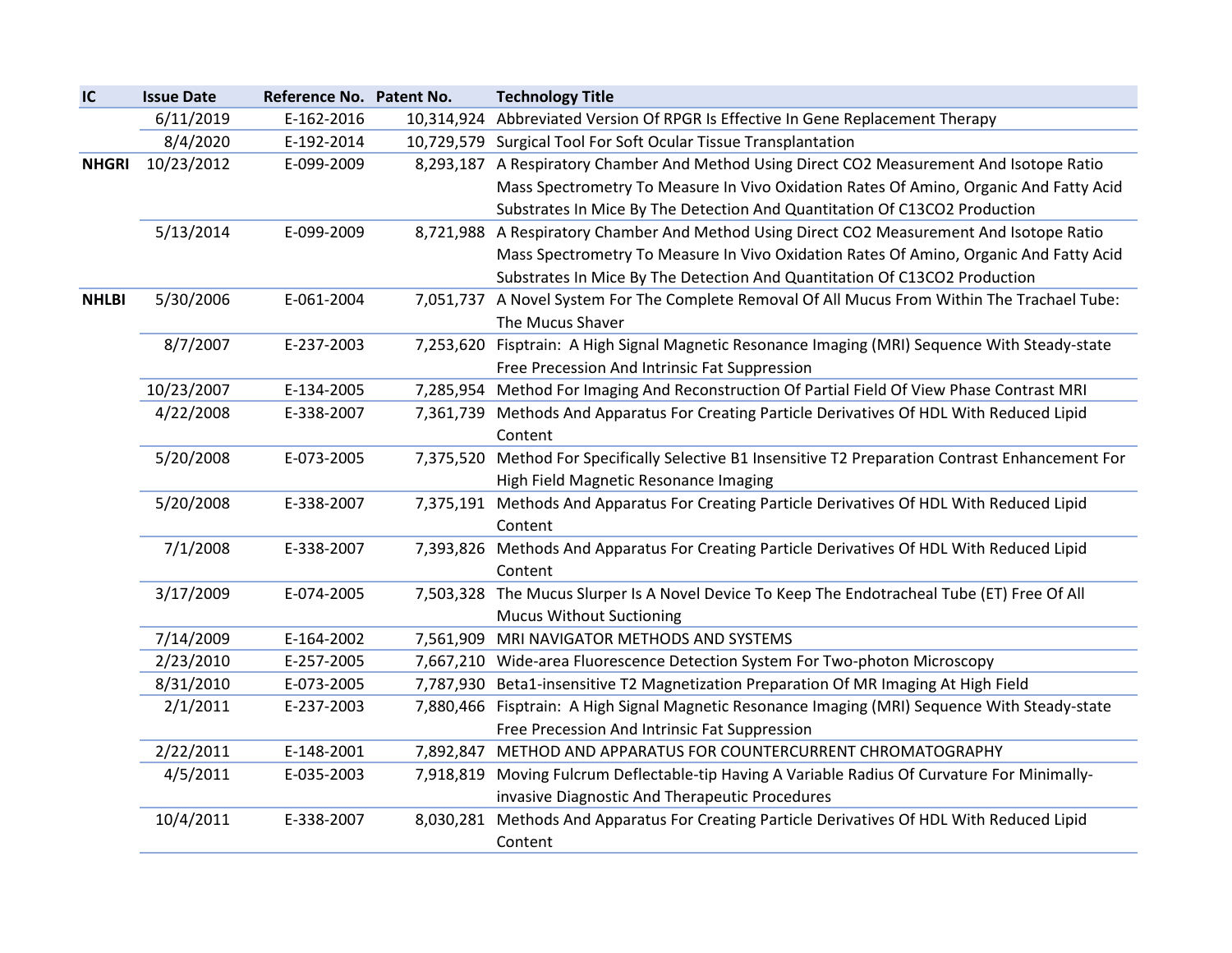| IC | Issue Date | Reference No. | Patent No. | Technology Title |
|---|---|---|---|---|
| | 6/11/2019 | E-162-2016 | 10,314,924 | Abbreviated Version Of RPGR Is Effective In Gene Replacement Therapy |
| | 8/4/2020 | E-192-2014 | 10,729,579 | Surgical Tool For Soft Ocular Tissue Transplantation |
| **NHGRI** | 10/23/2012 | E-099-2009 | 8,293,187 | A Respiratory Chamber And Method Using Direct CO2 Measurement And Isotope Ratio Mass Spectrometry To Measure In Vivo Oxidation Rates Of Amino, Organic And Fatty Acid Substrates In Mice By The Detection And Quantitation Of C13CO2 Production |
| | 5/13/2014 | E-099-2009 | 8,721,988 | A Respiratory Chamber And Method Using Direct CO2 Measurement And Isotope Ratio Mass Spectrometry To Measure In Vivo Oxidation Rates Of Amino, Organic And Fatty Acid Substrates In Mice By The Detection And Quantitation Of C13CO2 Production |
| **NHLBI** | 5/30/2006 | E-061-2004 | 7,051,737 | A Novel System For The Complete Removal Of All Mucus From Within The Trachael Tube: The Mucus Shaver |
| | 8/7/2007 | E-237-2003 | 7,253,620 | Fisptrain: A High Signal Magnetic Resonance Imaging (MRI) Sequence With Steady-state Free Precession And Intrinsic Fat Suppression |
| | 10/23/2007 | E-134-2005 | 7,285,954 | Method For Imaging And Reconstruction Of Partial Field Of View Phase Contrast MRI |
| | 4/22/2008 | E-338-2007 | 7,361,739 | Methods And Apparatus For Creating Particle Derivatives Of HDL With Reduced Lipid Content |
| | 5/20/2008 | E-073-2005 | 7,375,520 | Method For Specifically Selective B1 Insensitive T2 Preparation Contrast Enhancement For High Field Magnetic Resonance Imaging |
| | 5/20/2008 | E-338-2007 | 7,375,191 | Methods And Apparatus For Creating Particle Derivatives Of HDL With Reduced Lipid Content |
| | 7/1/2008 | E-338-2007 | 7,393,826 | Methods And Apparatus For Creating Particle Derivatives Of HDL With Reduced Lipid Content |
| | 3/17/2009 | E-074-2005 | 7,503,328 | The Mucus Slurper Is A Novel Device To Keep The Endotracheal Tube (ET) Free Of All Mucus Without Suctioning |
| | 7/14/2009 | E-164-2002 | 7,561,909 | MRI NAVIGATOR METHODS AND SYSTEMS |
| | 2/23/2010 | E-257-2005 | 7,667,210 | Wide-area Fluorescence Detection System For Two-photon Microscopy |
| | 8/31/2010 | E-073-2005 | 7,787,930 | Beta1-insensitive T2 Magnetization Preparation Of MR Imaging At High Field |
| | 2/1/2011 | E-237-2003 | 7,880,466 | Fisptrain: A High Signal Magnetic Resonance Imaging (MRI) Sequence With Steady-state Free Precession And Intrinsic Fat Suppression |
| | 2/22/2011 | E-148-2001 | 7,892,847 | METHOD AND APPARATUS FOR COUNTERCURRENT CHROMATOGRAPHY |
| | 4/5/2011 | E-035-2003 | 7,918,819 | Moving Fulcrum Deflectable-tip Having A Variable Radius Of Curvature For Minimally-invasive Diagnostic And Therapeutic Procedures |
| | 10/4/2011 | E-338-2007 | 8,030,281 | Methods And Apparatus For Creating Particle Derivatives Of HDL With Reduced Lipid Content |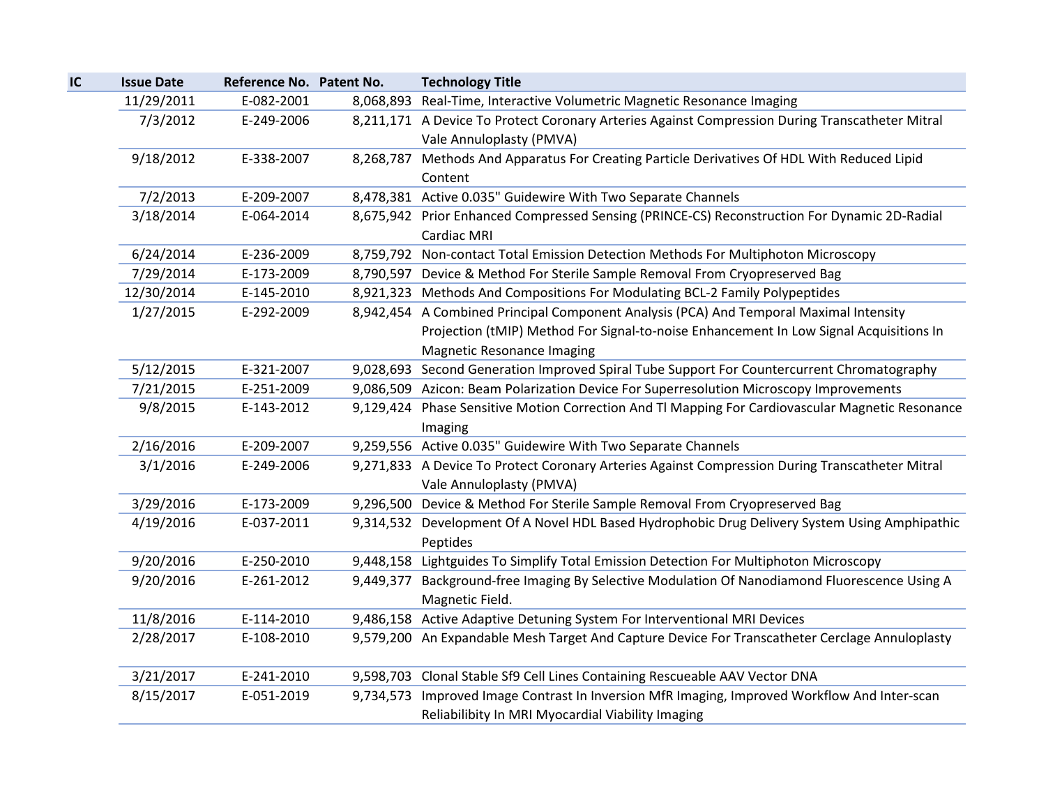| IC | Issue Date | Reference No. | Patent No. | Technology Title |
|---|---|---|---|---|
| | 11/29/2011 | E-082-2001 | 8,068,893 | Real-Time, Interactive Volumetric Magnetic Resonance Imaging |
| | 7/3/2012 | E-249-2006 | 8,211,171 | A Device To Protect Coronary Arteries Against Compression During Transcatheter Mitral Vale Annuloplasty (PMVA) |
| | 9/18/2012 | E-338-2007 | 8,268,787 | Methods And Apparatus For Creating Particle Derivatives Of HDL With Reduced Lipid Content |
| | 7/2/2013 | E-209-2007 | 8,478,381 | Active 0.035" Guidewire With Two Separate Channels |
| | 3/18/2014 | E-064-2014 | 8,675,942 | Prior Enhanced Compressed Sensing (PRINCE-CS) Reconstruction For Dynamic 2D-Radial Cardiac MRI |
| | 6/24/2014 | E-236-2009 | 8,759,792 | Non-contact Total Emission Detection Methods For Multiphoton Microscopy |
| | 7/29/2014 | E-173-2009 | 8,790,597 | Device & Method For Sterile Sample Removal From Cryopreserved Bag |
| | 12/30/2014 | E-145-2010 | 8,921,323 | Methods And Compositions For Modulating BCL-2 Family Polypeptides |
| | 1/27/2015 | E-292-2009 | 8,942,454 | A Combined Principal Component Analysis (PCA) And Temporal Maximal Intensity Projection (tMIP) Method For Signal-to-noise Enhancement In Low Signal Acquisitions In Magnetic Resonance Imaging |
| | 5/12/2015 | E-321-2007 | 9,028,693 | Second Generation Improved Spiral Tube Support For Countercurrent Chromatography |
| | 7/21/2015 | E-251-2009 | 9,086,509 | Azicon: Beam Polarization Device For Superresolution Microscopy Improvements |
| | 9/8/2015 | E-143-2012 | 9,129,424 | Phase Sensitive Motion Correction And Tl Mapping For Cardiovascular Magnetic Resonance Imaging |
| | 2/16/2016 | E-209-2007 | 9,259,556 | Active 0.035" Guidewire With Two Separate Channels |
| | 3/1/2016 | E-249-2006 | 9,271,833 | A Device To Protect Coronary Arteries Against Compression During Transcatheter Mitral Vale Annuloplasty (PMVA) |
| | 3/29/2016 | E-173-2009 | 9,296,500 | Device & Method For Sterile Sample Removal From Cryopreserved Bag |
| | 4/19/2016 | E-037-2011 | 9,314,532 | Development Of A Novel HDL Based Hydrophobic Drug Delivery System Using Amphipathic Peptides |
| | 9/20/2016 | E-250-2010 | 9,448,158 | Lightguides To Simplify Total Emission Detection For Multiphoton Microscopy |
| | 9/20/2016 | E-261-2012 | 9,449,377 | Background-free Imaging By Selective Modulation Of Nanodiamond Fluorescence Using A Magnetic Field. |
| | 11/8/2016 | E-114-2010 | 9,486,158 | Active Adaptive Detuning System For Interventional MRI Devices |
| | 2/28/2017 | E-108-2010 | 9,579,200 | An Expandable Mesh Target And Capture Device For Transcatheter Cerclage Annuloplasty |
| | 3/21/2017 | E-241-2010 | 9,598,703 | Clonal Stable Sf9 Cell Lines Containing Rescueable AAV Vector DNA |
| | 8/15/2017 | E-051-2019 | 9,734,573 | Improved Image Contrast In Inversion MfR Imaging, Improved Workflow And Inter-scan Reliabilibity In MRI Myocardial Viability Imaging |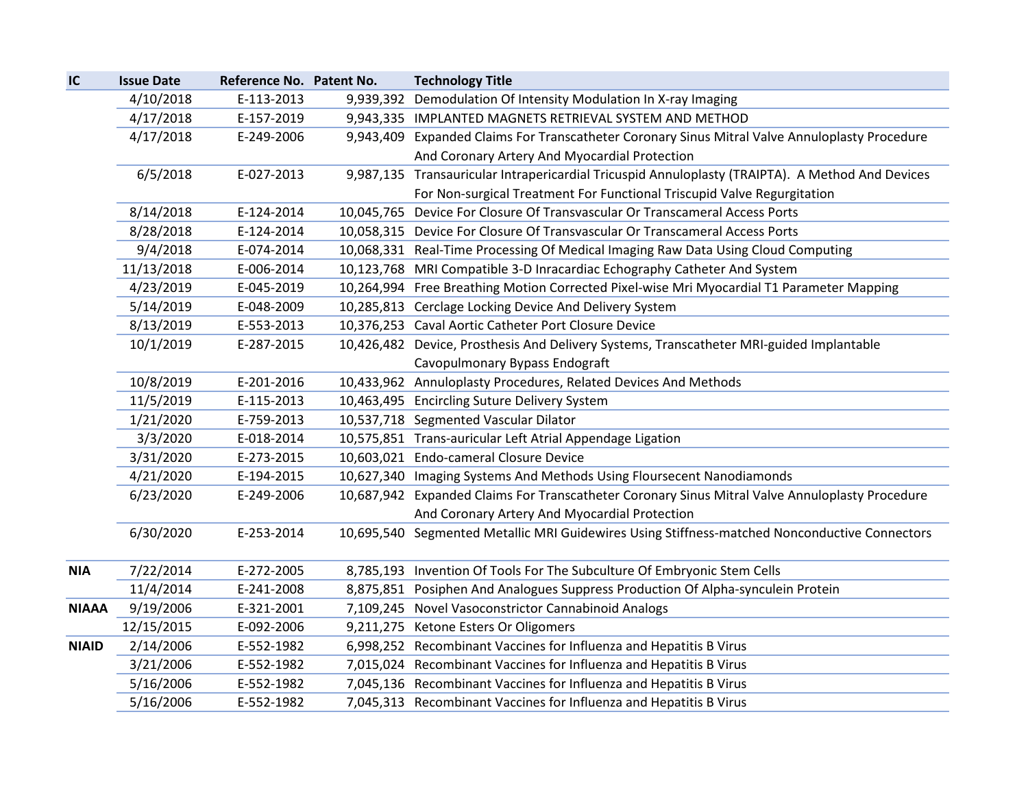| IC | Issue Date | Reference No. | Patent No. | Technology Title |
|---|---|---|---|---|
| | 4/10/2018 | E-113-2013 | 9,939,392 | Demodulation Of Intensity Modulation In X-ray Imaging |
| | 4/17/2018 | E-157-2019 | 9,943,335 | IMPLANTED MAGNETS RETRIEVAL SYSTEM AND METHOD |
| | 4/17/2018 | E-249-2006 | 9,943,409 | Expanded Claims For Transcatheter Coronary Sinus Mitral Valve Annuloplasty Procedure And Coronary Artery And Myocardial Protection |
| | 6/5/2018 | E-027-2013 | 9,987,135 | Transauricular Intrapericardial Tricuspid Annuloplasty (TRAIPTA). A Method And Devices For Non-surgical Treatment For Functional Triscupid Valve Regurgitation |
| | 8/14/2018 | E-124-2014 | 10,045,765 | Device For Closure Of Transvascular Or Transcameral Access Ports |
| | 8/28/2018 | E-124-2014 | 10,058,315 | Device For Closure Of Transvascular Or Transcameral Access Ports |
| | 9/4/2018 | E-074-2014 | 10,068,331 | Real-Time Processing Of Medical Imaging Raw Data Using Cloud Computing |
| | 11/13/2018 | E-006-2014 | 10,123,768 | MRI Compatible 3-D Inracardiac Echography Catheter And System |
| | 4/23/2019 | E-045-2019 | 10,264,994 | Free Breathing Motion Corrected Pixel-wise Mri Myocardial T1 Parameter Mapping |
| | 5/14/2019 | E-048-2009 | 10,285,813 | Cerclage Locking Device And Delivery System |
| | 8/13/2019 | E-553-2013 | 10,376,253 | Caval Aortic Catheter Port Closure Device |
| | 10/1/2019 | E-287-2015 | 10,426,482 | Device, Prosthesis And Delivery Systems, Transcatheter MRI-guided Implantable Cavopulmonary Bypass Endograft |
| | 10/8/2019 | E-201-2016 | 10,433,962 | Annuloplasty Procedures, Related Devices And Methods |
| | 11/5/2019 | E-115-2013 | 10,463,495 | Encircling Suture Delivery System |
| | 1/21/2020 | E-759-2013 | 10,537,718 | Segmented Vascular Dilator |
| | 3/3/2020 | E-018-2014 | 10,575,851 | Trans-auricular Left Atrial Appendage Ligation |
| | 3/31/2020 | E-273-2015 | 10,603,021 | Endo-cameral Closure Device |
| | 4/21/2020 | E-194-2015 | 10,627,340 | Imaging Systems And Methods Using Floursecent Nanodiamonds |
| | 6/23/2020 | E-249-2006 | 10,687,942 | Expanded Claims For Transcatheter Coronary Sinus Mitral Valve Annuloplasty Procedure And Coronary Artery And Myocardial Protection |
| | 6/30/2020 | E-253-2014 | 10,695,540 | Segmented Metallic MRI Guidewires Using Stiffness-matched Nonconductive Connectors |
| **NIA** | 7/22/2014 | E-272-2005 | 8,785,193 | Invention Of Tools For The Subculture Of Embryonic Stem Cells |
| | 11/4/2014 | E-241-2008 | 8,875,851 | Posiphen And Analogues Suppress Production Of Alpha-synculein Protein |
| **NIAAA** | 9/19/2006 | E-321-2001 | 7,109,245 | Novel Vasoconstrictor Cannabinoid Analogs |
| | 12/15/2015 | E-092-2006 | 9,211,275 | Ketone Esters Or Oligomers |
| **NIAID** | 2/14/2006 | E-552-1982 | 6,998,252 | Recombinant Vaccines for Influenza and Hepatitis B Virus |
| | 3/21/2006 | E-552-1982 | 7,015,024 | Recombinant Vaccines for Influenza and Hepatitis B Virus |
| | 5/16/2006 | E-552-1982 | 7,045,136 | Recombinant Vaccines for Influenza and Hepatitis B Virus |
| | 5/16/2006 | E-552-1982 | 7,045,313 | Recombinant Vaccines for Influenza and Hepatitis B Virus |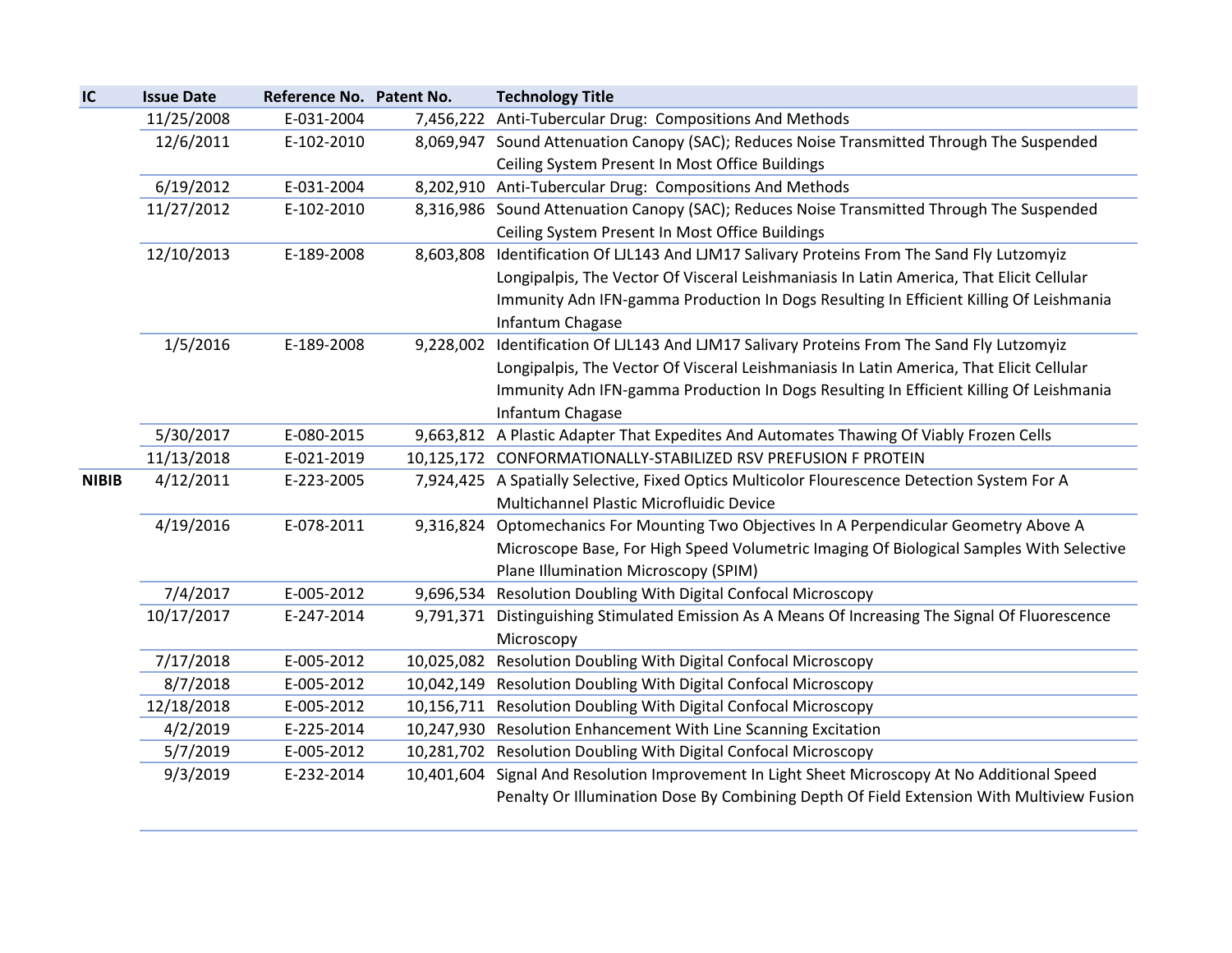| IC | Issue Date | Reference No. | Patent No. | Technology Title |
|---|---|---|---|---|
| | 11/25/2008 | E-031-2004 | 7,456,222 | Anti-Tubercular Drug:  Compositions And Methods |
| | 12/6/2011 | E-102-2010 | 8,069,947 | Sound Attenuation Canopy (SAC); Reduces Noise Transmitted Through The Suspended Ceiling System Present In Most Office Buildings |
| | 6/19/2012 | E-031-2004 | 8,202,910 | Anti-Tubercular Drug:  Compositions And Methods |
| | 11/27/2012 | E-102-2010 | 8,316,986 | Sound Attenuation Canopy (SAC); Reduces Noise Transmitted Through The Suspended Ceiling System Present In Most Office Buildings |
| | 12/10/2013 | E-189-2008 | 8,603,808 | Identification Of LJL143 And LJM17 Salivary Proteins From The Sand Fly Lutzomyiz Longipalpis, The Vector Of Visceral Leishmaniasis In Latin America, That Elicit Cellular Immunity Adn IFN-gamma Production In Dogs Resulting In Efficient Killing Of Leishmania Infantum Chagase |
| | 1/5/2016 | E-189-2008 | 9,228,002 | Identification Of LJL143 And LJM17 Salivary Proteins From The Sand Fly Lutzomyiz Longipalpis, The Vector Of Visceral Leishmaniasis In Latin America, That Elicit Cellular Immunity Adn IFN-gamma Production In Dogs Resulting In Efficient Killing Of Leishmania Infantum Chagase |
| | 5/30/2017 | E-080-2015 | 9,663,812 | A Plastic Adapter That Expedites And Automates Thawing Of Viably Frozen Cells |
| | 11/13/2018 | E-021-2019 | 10,125,172 | CONFORMATIONALLY-STABILIZED RSV PREFUSION F PROTEIN |
| **NIBIB** | 4/12/2011 | E-223-2005 | 7,924,425 | A Spatially Selective, Fixed Optics Multicolor Flourescence Detection System For A Multichannel Plastic Microfluidic Device |
| | 4/19/2016 | E-078-2011 | 9,316,824 | Optomechanics For Mounting Two Objectives In A Perpendicular Geometry Above A Microscope Base, For High Speed Volumetric Imaging Of Biological Samples With Selective Plane Illumination Microscopy (SPIM) |
| | 7/4/2017 | E-005-2012 | 9,696,534 | Resolution Doubling With Digital Confocal Microscopy |
| | 10/17/2017 | E-247-2014 | 9,791,371 | Distinguishing Stimulated Emission As A Means Of Increasing The Signal Of Fluorescence Microscopy |
| | 7/17/2018 | E-005-2012 | 10,025,082 | Resolution Doubling With Digital Confocal Microscopy |
| | 8/7/2018 | E-005-2012 | 10,042,149 | Resolution Doubling With Digital Confocal Microscopy |
| | 12/18/2018 | E-005-2012 | 10,156,711 | Resolution Doubling With Digital Confocal Microscopy |
| | 4/2/2019 | E-225-2014 | 10,247,930 | Resolution Enhancement With Line Scanning Excitation |
| | 5/7/2019 | E-005-2012 | 10,281,702 | Resolution Doubling With Digital Confocal Microscopy |
| | 9/3/2019 | E-232-2014 | 10,401,604 | Signal And Resolution Improvement In Light Sheet Microscopy At No Additional Speed Penalty Or Illumination Dose By Combining Depth Of Field Extension With Multiview Fusion |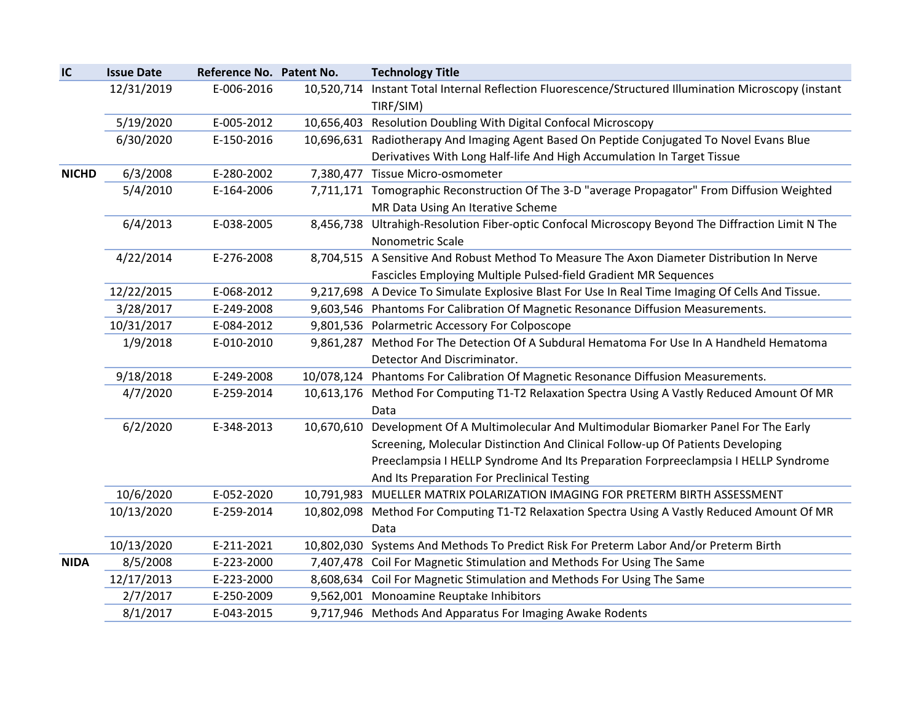| IC | Issue Date | Reference No. | Patent No. | Technology Title |
|---|---|---|---|---|
| | 12/31/2019 | E-006-2016 | 10,520,714 | Instant Total Internal Reflection Fluorescence/Structured Illumination Microscopy (instant TIRF/SIM) |
| | 5/19/2020 | E-005-2012 | 10,656,403 | Resolution Doubling With Digital Confocal Microscopy |
| | 6/30/2020 | E-150-2016 | 10,696,631 | Radiotherapy And Imaging Agent Based On Peptide Conjugated To Novel Evans Blue Derivatives With Long Half-life And High Accumulation In Target Tissue |
| **NICHD** | 6/3/2008 | E-280-2002 | 7,380,477 | Tissue Micro-osmometer |
| | 5/4/2010 | E-164-2006 | 7,711,171 | Tomographic Reconstruction Of The 3-D "average Propagator" From Diffusion Weighted MR Data Using An Iterative Scheme |
| | 6/4/2013 | E-038-2005 | 8,456,738 | Ultrahigh-Resolution Fiber-optic Confocal Microscopy Beyond The Diffraction Limit N The Nonometric Scale |
| | 4/22/2014 | E-276-2008 | 8,704,515 | A Sensitive And Robust Method To Measure The Axon Diameter Distribution In Nerve Fascicles Employing Multiple Pulsed-field Gradient MR Sequences |
| | 12/22/2015 | E-068-2012 | 9,217,698 | A Device To Simulate Explosive Blast For Use In Real Time Imaging Of Cells And Tissue. |
| | 3/28/2017 | E-249-2008 | 9,603,546 | Phantoms For Calibration Of Magnetic Resonance Diffusion Measurements. |
| | 10/31/2017 | E-084-2012 | 9,801,536 | Polarmetric Accessory For Colposcope |
| | 1/9/2018 | E-010-2010 | 9,861,287 | Method For The Detection Of A Subdural Hematoma For Use In A Handheld Hematoma Detector And Discriminator. |
| | 9/18/2018 | E-249-2008 | 10/078,124 | Phantoms For Calibration Of Magnetic Resonance Diffusion Measurements. |
| | 4/7/2020 | E-259-2014 | 10,613,176 | Method For Computing T1-T2 Relaxation Spectra Using A Vastly Reduced Amount Of MR Data |
| | 6/2/2020 | E-348-2013 | 10,670,610 | Development Of A Multimolecular And Multimodular Biomarker Panel For The Early Screening, Molecular Distinction And Clinical Follow-up Of Patients Developing Preeclampsia I HELLP Syndrome And Its Preparation Forpreeclampsia I HELLP Syndrome And Its Preparation For Preclinical Testing |
| | 10/6/2020 | E-052-2020 | 10,791,983 | MUELLER MATRIX POLARIZATION IMAGING FOR PRETERM BIRTH ASSESSMENT |
| | 10/13/2020 | E-259-2014 | 10,802,098 | Method For Computing T1-T2 Relaxation Spectra Using A Vastly Reduced Amount Of MR Data |
| | 10/13/2020 | E-211-2021 | 10,802,030 | Systems And Methods To Predict Risk For Preterm Labor And/or Preterm Birth |
| **NIDA** | 8/5/2008 | E-223-2000 | 7,407,478 | Coil For Magnetic Stimulation and Methods For Using The Same |
| | 12/17/2013 | E-223-2000 | 8,608,634 | Coil For Magnetic Stimulation and Methods For Using The Same |
| | 2/7/2017 | E-250-2009 | 9,562,001 | Monoamine Reuptake Inhibitors |
| | 8/1/2017 | E-043-2015 | 9,717,946 | Methods And Apparatus For Imaging Awake Rodents |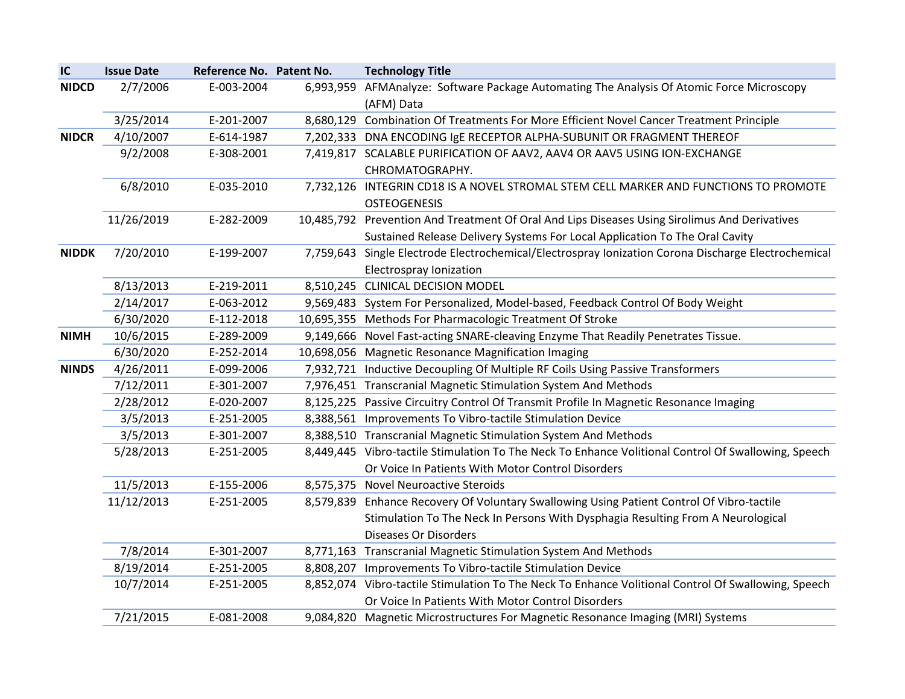| IC | Issue Date | Reference No. | Patent No. | Technology Title |
|---|---|---|---|---|
| **NIDCD** | 2/7/2006 | E-003-2004 | 6,993,959 | AFMAnalyze: Software Package Automating The Analysis Of Atomic Force Microscopy (AFM) Data |
| | 3/25/2014 | E-201-2007 | 8,680,129 | Combination Of Treatments For More Efficient Novel Cancer Treatment Principle |
| **NIDCR** | 4/10/2007 | E-614-1987 | 7,202,333 | DNA ENCODING IgE RECEPTOR ALPHA-SUBUNIT OR FRAGMENT THEREOF |
| | 9/2/2008 | E-308-2001 | 7,419,817 | SCALABLE PURIFICATION OF AAV2, AAV4 OR AAV5 USING ION-EXCHANGE CHROMATOGRAPHY. |
| | 6/8/2010 | E-035-2010 | 7,732,126 | INTEGRIN CD18 IS A NOVEL STROMAL STEM CELL MARKER AND FUNCTIONS TO PROMOTE OSTEOGENESIS |
| | 11/26/2019 | E-282-2009 | 10,485,792 | Prevention And Treatment Of Oral And Lips Diseases Using Sirolimus And Derivatives Sustained Release Delivery Systems For Local Application To The Oral Cavity |
| **NIDDK** | 7/20/2010 | E-199-2007 | 7,759,643 | Single Electrode Electrochemical/Electrospray Ionization Corona Discharge Electrochemical Electrospray Ionization |
| | 8/13/2013 | E-219-2011 | 8,510,245 | CLINICAL DECISION MODEL |
| | 2/14/2017 | E-063-2012 | 9,569,483 | System For Personalized, Model-based, Feedback Control Of Body Weight |
| | 6/30/2020 | E-112-2018 | 10,695,355 | Methods For Pharmacologic Treatment Of Stroke |
| **NIMH** | 10/6/2015 | E-289-2009 | 9,149,666 | Novel Fast-acting SNARE-cleaving Enzyme That Readily Penetrates Tissue. |
| | 6/30/2020 | E-252-2014 | 10,698,056 | Magnetic Resonance Magnification Imaging |
| **NINDS** | 4/26/2011 | E-099-2006 | 7,932,721 | Inductive Decoupling Of Multiple RF Coils Using Passive Transformers |
| | 7/12/2011 | E-301-2007 | 7,976,451 | Transcranial Magnetic Stimulation System And Methods |
| | 2/28/2012 | E-020-2007 | 8,125,225 | Passive Circuitry Control Of Transmit Profile In Magnetic Resonance Imaging |
| | 3/5/2013 | E-251-2005 | 8,388,561 | Improvements To Vibro-tactile Stimulation Device |
| | 3/5/2013 | E-301-2007 | 8,388,510 | Transcranial Magnetic Stimulation System And Methods |
| | 5/28/2013 | E-251-2005 | 8,449,445 | Vibro-tactile Stimulation To The Neck To Enhance Volitional Control Of Swallowing, Speech Or Voice In Patients With Motor Control Disorders |
| | 11/5/2013 | E-155-2006 | 8,575,375 | Novel Neuroactive Steroids |
| | 11/12/2013 | E-251-2005 | 8,579,839 | Enhance Recovery Of Voluntary Swallowing Using Patient Control Of Vibro-tactile Stimulation To The Neck In Persons With Dysphagia Resulting From A Neurological Diseases Or Disorders |
| | 7/8/2014 | E-301-2007 | 8,771,163 | Transcranial Magnetic Stimulation System And Methods |
| | 8/19/2014 | E-251-2005 | 8,808,207 | Improvements To Vibro-tactile Stimulation Device |
| | 10/7/2014 | E-251-2005 | 8,852,074 | Vibro-tactile Stimulation To The Neck To Enhance Volitional Control Of Swallowing, Speech Or Voice In Patients With Motor Control Disorders |
| | 7/21/2015 | E-081-2008 | 9,084,820 | Magnetic Microstructures For Magnetic Resonance Imaging (MRI) Systems |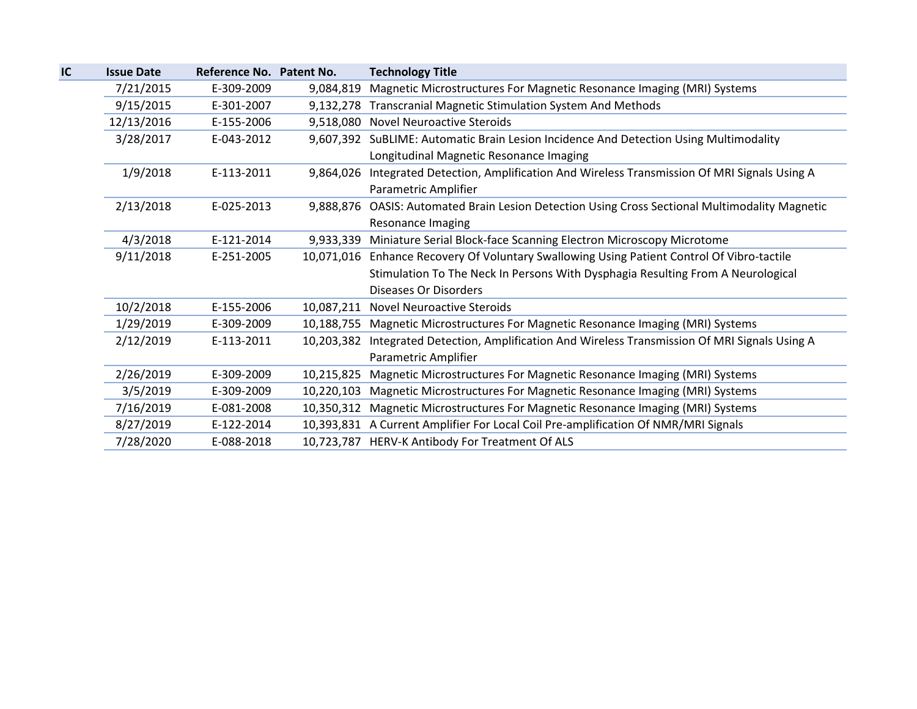| IC | Issue Date | Reference No. | Patent No. | Technology Title |
|---|---|---|---|---|
| | 7/21/2015 | E-309-2009 | 9,084,819 | Magnetic Microstructures For Magnetic Resonance Imaging (MRI) Systems |
| | 9/15/2015 | E-301-2007 | 9,132,278 | Transcranial Magnetic Stimulation System And Methods |
| | 12/13/2016 | E-155-2006 | 9,518,080 | Novel Neuroactive Steroids |
| | 3/28/2017 | E-043-2012 | 9,607,392 | SuBLIME: Automatic Brain Lesion Incidence And Detection Using Multimodality Longitudinal Magnetic Resonance Imaging |
| | 1/9/2018 | E-113-2011 | 9,864,026 | Integrated Detection, Amplification And Wireless Transmission Of MRI Signals Using A Parametric Amplifier |
| | 2/13/2018 | E-025-2013 | 9,888,876 | OASIS: Automated Brain Lesion Detection Using Cross Sectional Multimodality Magnetic Resonance Imaging |
| | 4/3/2018 | E-121-2014 | 9,933,339 | Miniature Serial Block-face Scanning Electron Microscopy Microtome |
| | 9/11/2018 | E-251-2005 | 10,071,016 | Enhance Recovery Of Voluntary Swallowing Using Patient Control Of Vibro-tactile Stimulation To The Neck In Persons With Dysphagia Resulting From A Neurological Diseases Or Disorders |
| | 10/2/2018 | E-155-2006 | 10,087,211 | Novel Neuroactive Steroids |
| | 1/29/2019 | E-309-2009 | 10,188,755 | Magnetic Microstructures For Magnetic Resonance Imaging (MRI) Systems |
| | 2/12/2019 | E-113-2011 | 10,203,382 | Integrated Detection, Amplification And Wireless Transmission Of MRI Signals Using A Parametric Amplifier |
| | 2/26/2019 | E-309-2009 | 10,215,825 | Magnetic Microstructures For Magnetic Resonance Imaging (MRI) Systems |
| | 3/5/2019 | E-309-2009 | 10,220,103 | Magnetic Microstructures For Magnetic Resonance Imaging (MRI) Systems |
| | 7/16/2019 | E-081-2008 | 10,350,312 | Magnetic Microstructures For Magnetic Resonance Imaging (MRI) Systems |
| | 8/27/2019 | E-122-2014 | 10,393,831 | A Current Amplifier For Local Coil Pre-amplification Of NMR/MRI Signals |
| | 7/28/2020 | E-088-2018 | 10,723,787 | HERV-K Antibody For Treatment Of ALS |